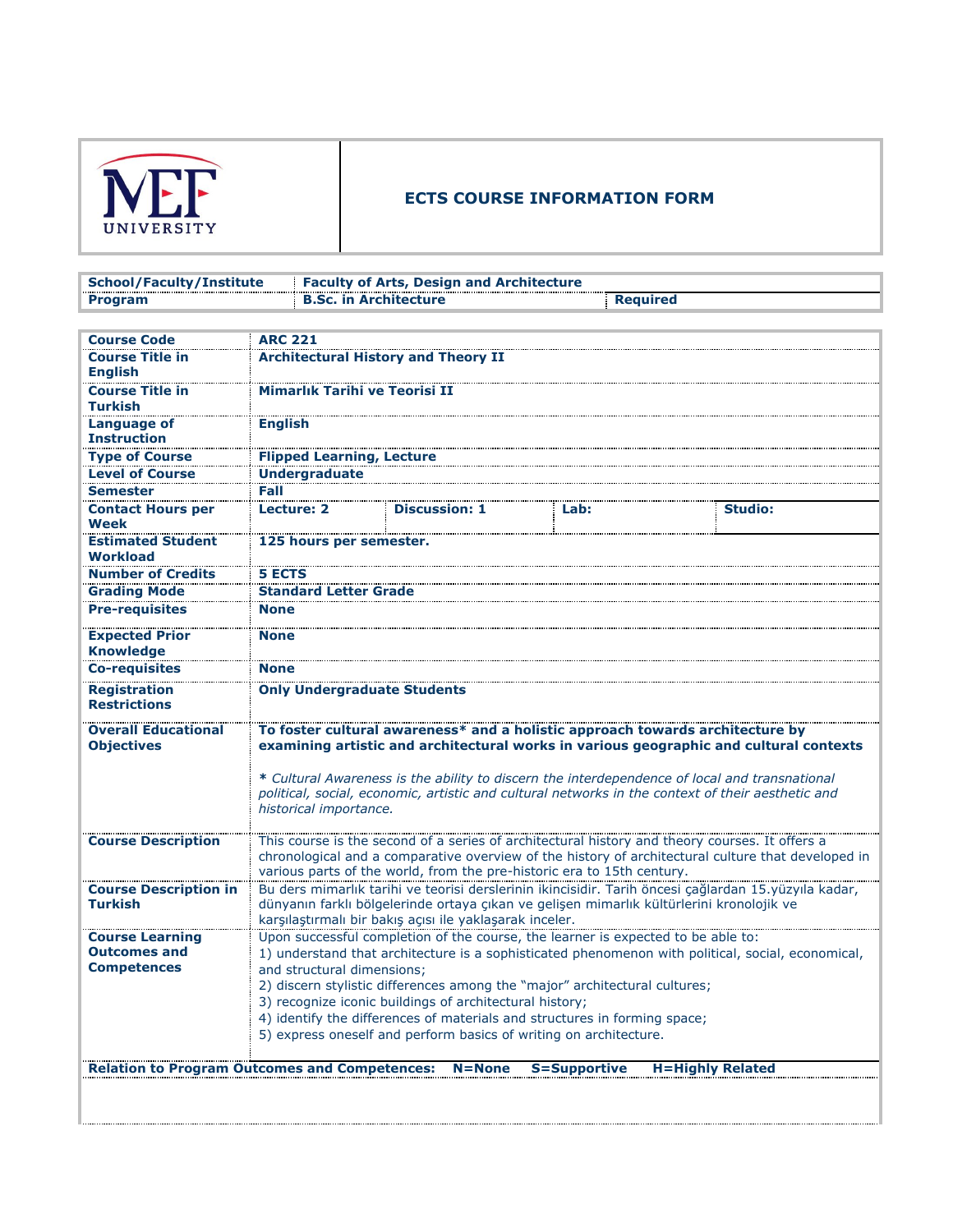MEF UNIVERSITY

# ECTS COURSE INFORMATION FORM

| School/Faculty/Institute | Faculty of Arts, Design and Architecture | |
|---|---|---|
| Program | B.Sc. in Architecture | Required |

| Course Code | ARC 221 | | | |
|---|---|---|---|---|
| Course Title in English | Architectural History and Theory II | | | |
| Course Title in Turkish | Mimarlık Tarihi ve Teorisi II | | | |
| Language of Instruction | English | | | |
| Type of Course | Flipped Learning, Lecture | | | |
| Level of Course | Undergraduate | | | |
| Semester | Fall | | | |
| Contact Hours per Week | Lecture: 2 | Discussion: 1 | Lab: | Studio: |
| Estimated Student Workload | 125 hours per semester. | | | |
| Number of Credits | 5 ECTS | | | |
| Grading Mode | Standard Letter Grade | | | |
| Pre-requisites | None | | | |
| Expected Prior Knowledge | None | | | |
| Co-requisites | None | | | |
| Registration Restrictions | Only Undergraduate Students | | | |
| Overall Educational Objectives | **To foster cultural awareness* and a holistic approach towards architecture by examining artistic and architectural works in various geographic and cultural contexts**<br><br>* *Cultural Awareness is the ability to discern the interdependence of local and transnational political, social, economic, artistic and cultural networks in the context of their aesthetic and historical importance.* | | | |
| Course Description | This course is the second of a series of architectural history and theory courses. It offers a chronological and a comparative overview of the history of architectural culture that developed in various parts of the world, from the pre-historic era to 15th century. | | | |
| Course Description in Turkish | Bu ders mimarlık tarihi ve teorisi derslerinin ikincisidir. Tarih öncesi çağlardan 15.yüzyıla kadar, dünyanın farklı bölgelerinde ortaya çıkan ve gelişen mimarlık kültürlerini kronolojik ve karşılaştırmalı bir bakış açısı ile yaklaşarak inceler. | | | |
| Course Learning Outcomes and Competences | Upon successful completion of the course, the learner is expected to be able to:<br>1) understand that architecture is a sophisticated phenomenon with political, social, economical, and structural dimensions;<br>2) discern stylistic differences among the "major" architectural cultures;<br>3) recognize iconic buildings of architectural history;<br>4) identify the differences of materials and structures in forming space;<br>5) express oneself and perform basics of writing on architecture. | | | |

**Relation to Program Outcomes and Competences: N=None S=Supportive H=Highly Related**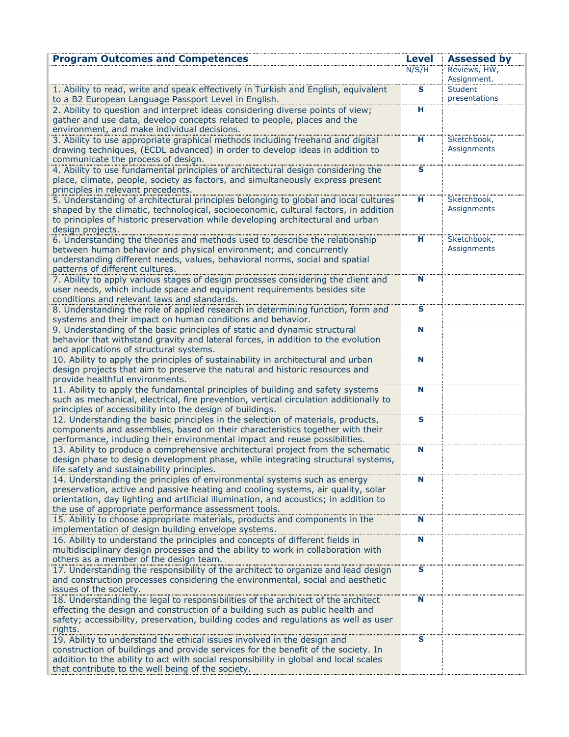| Program Outcomes and Competences | Level | Assessed by |
| --- | --- | --- |
| | N/S/H | Reviews, HW, Assignment. |
| 1. Ability to read, write and speak effectively in Turkish and English, equivalent to a B2 European Language Passport Level in English. | S | Student presentations |
| 2. Ability to question and interpret ideas considering diverse points of view; gather and use data, develop concepts related to people, places and the environment, and make individual decisions. | H | |
| 3. Ability to use appropriate graphical methods including freehand and digital drawing techniques, (ECDL advanced) in order to develop ideas in addition to communicate the process of design. | H | Sketchbook, Assignments |
| 4. Ability to use fundamental principles of architectural design considering the place, climate, people, society as factors, and simultaneously express present principles in relevant precedents. | S | |
| 5. Understanding of architectural principles belonging to global and local cultures shaped by the climatic, technological, socioeconomic, cultural factors, in addition to principles of historic preservation while developing architectural and urban design projects. | H | Sketchbook, Assignments |
| 6. Understanding the theories and methods used to describe the relationship between human behavior and physical environment; and concurrently understanding different needs, values, behavioral norms, social and spatial patterns of different cultures. | H | Sketchbook, Assignments |
| 7. Ability to apply various stages of design processes considering the client and user needs, which include space and equipment requirements besides site conditions and relevant laws and standards. | N | |
| 8. Understanding the role of applied research in determining function, form and systems and their impact on human conditions and behavior. | S | |
| 9. Understanding of the basic principles of static and dynamic structural behavior that withstand gravity and lateral forces, in addition to the evolution and applications of structural systems. | N | |
| 10. Ability to apply the principles of sustainability in architectural and urban design projects that aim to preserve the natural and historic resources and provide healthful environments. | N | |
| 11. Ability to apply the fundamental principles of building and safety systems such as mechanical, electrical, fire prevention, vertical circulation additionally to principles of accessibility into the design of buildings. | N | |
| 12. Understanding the basic principles in the selection of materials, products, components and assemblies, based on their characteristics together with their performance, including their environmental impact and reuse possibilities. | S | |
| 13. Ability to produce a comprehensive architectural project from the schematic design phase to design development phase, while integrating structural systems, life safety and sustainability principles. | N | |
| 14. Understanding the principles of environmental systems such as energy preservation, active and passive heating and cooling systems, air quality, solar orientation, day lighting and artificial illumination, and acoustics; in addition to the use of appropriate performance assessment tools. | N | |
| 15. Ability to choose appropriate materials, products and components in the implementation of design building envelope systems. | N | |
| 16. Ability to understand the principles and concepts of different fields in multidisciplinary design processes and the ability to work in collaboration with others as a member of the design team. | N | |
| 17. Understanding the responsibility of the architect to organize and lead design and construction processes considering the environmental, social and aesthetic issues of the society. | S | |
| 18. Understanding the legal to responsibilities of the architect of the architect effecting the design and construction of a building such as public health and safety; accessibility, preservation, building codes and regulations as well as user rights. | N | |
| 19. Ability to understand the ethical issues involved in the design and construction of buildings and provide services for the benefit of the society. In addition to the ability to act with social responsibility in global and local scales that contribute to the well being of the society. | S | |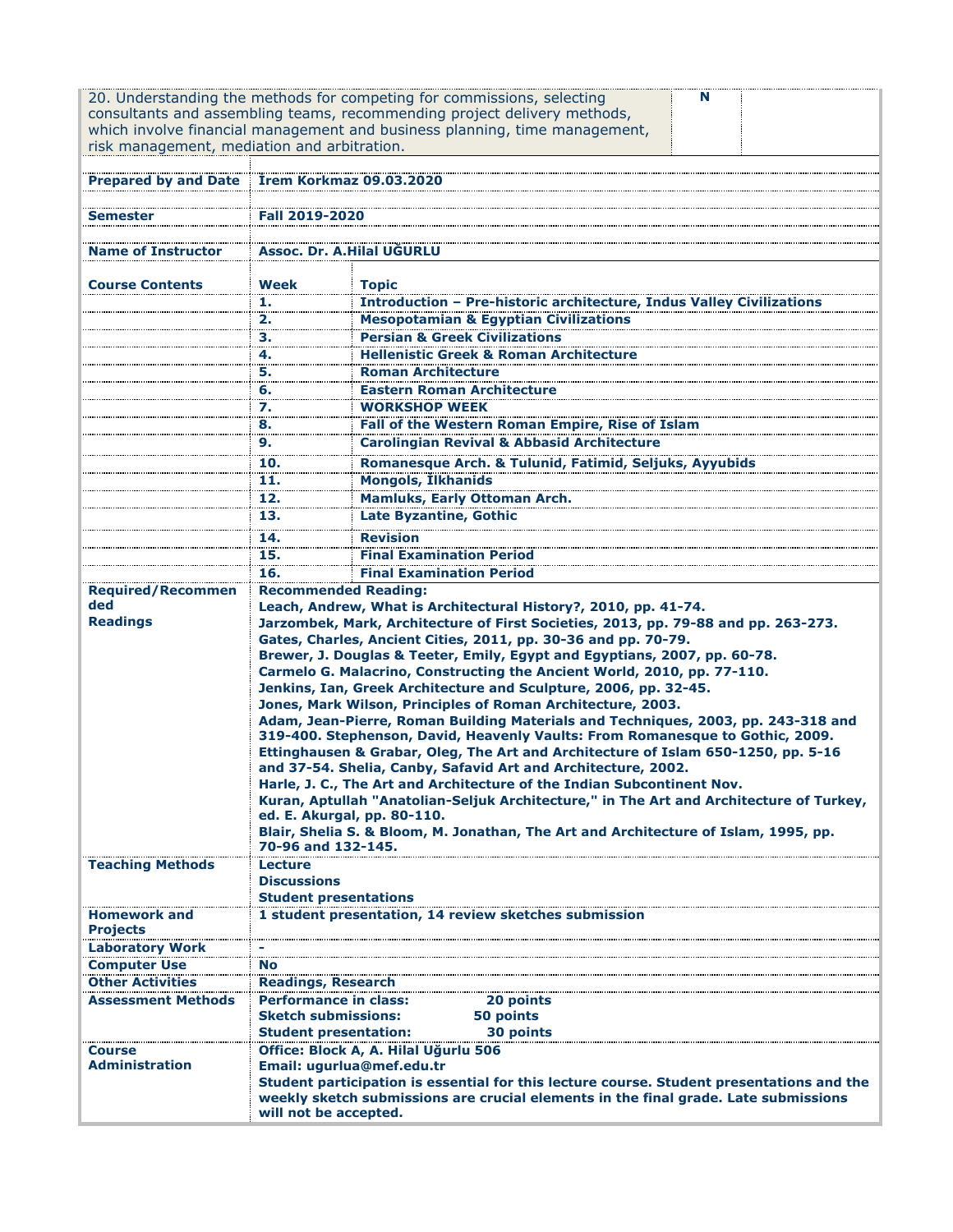| 20. Understanding the methods for competing for commissions, selecting consultants and assembling teams, recommending project delivery methods, which involve financial management and business planning, time management, risk management, mediation and arbitration. | N | |
|---|---|---|

| | | |
|---|---|---|
| **Prepared by and Date** | **İrem Korkmaz 09.03.2020** | |
| **Semester** | **Fall 2019-2020** | |
| **Name of Instructor** | **Assoc. Dr. A.Hilal UĞURLU** | |
| **Course Contents** | **Week** | **Topic** |
| | **1.** | **Introduction – Pre-historic architecture, Indus Valley Civilizations** |
| | **2.** | **Mesopotamian & Egyptian Civilizations** |
| | **3.** | **Persian & Greek Civilizations** |
| | **4.** | **Hellenistic Greek & Roman Architecture** |
| | **5.** | **Roman Architecture** |
| | **6.** | **Eastern Roman Architecture** |
| | **7.** | **WORKSHOP WEEK** |
| | **8.** | **Fall of the Western Roman Empire, Rise of Islam** |
| | **9.** | **Carolingian Revival & Abbasid Architecture** |
| | **10.** | **Romanesque Arch. & Tulunid, Fatimid, Seljuks, Ayyubids** |
| | **11.** | **Mongols, İlkhanids** |
| | **12.** | **Mamluks, Early Ottoman Arch.** |
| | **13.** | **Late Byzantine, Gothic** |
| | **14.** | **Revision** |
| | **15.** | **Final Examination Period** |
| | **16.** | **Final Examination Period** |
| **Required/Recommended Readings** | **Recommended Reading:**<br>**Leach, Andrew, What is Architectural History?, 2010, pp. 41-74.**<br>**Jarzombek, Mark, Architecture of First Societies, 2013, pp. 79-88 and pp. 263-273.**<br>**Gates, Charles, Ancient Cities, 2011, pp. 30-36 and pp. 70-79.**<br>**Brewer, J. Douglas & Teeter, Emily, Egypt and Egyptians, 2007, pp. 60-78.**<br>**Carmelo G. Malacrino, Constructing the Ancient World, 2010, pp. 77-110.**<br>**Jenkins, Ian, Greek Architecture and Sculpture, 2006, pp. 32-45.**<br>**Jones, Mark Wilson, Principles of Roman Architecture, 2003.**<br>**Adam, Jean-Pierre, Roman Building Materials and Techniques, 2003, pp. 243-318 and 319-400. Stephenson, David, Heavenly Vaults: From Romanesque to Gothic, 2009.**<br>**Ettinghausen & Grabar, Oleg, The Art and Architecture of Islam 650-1250, pp. 5-16 and 37-54. Shelia, Canby, Safavid Art and Architecture, 2002.**<br>**Harle, J. C., The Art and Architecture of the Indian Subcontinent Nov.**<br>**Kuran, Aptullah "Anatolian-Seljuk Architecture," in The Art and Architecture of Turkey, ed. E. Akurgal, pp. 80-110.**<br>**Blair, Shelia S. & Bloom, M. Jonathan, The Art and Architecture of Islam, 1995, pp. 70-96 and 132-145.** | |
| **Teaching Methods** | **Lecture**<br>**Discussions**<br>**Student presentations** | |
| **Homework and Projects** | **1 student presentation, 14 review sketches submission** | |
| **Laboratory Work** | **-** | |
| **Computer Use** | **No** | |
| **Other Activities** | **Readings, Research** | |
| **Assessment Methods** | **Performance in class: 20 points**<br>**Sketch submissions: 50 points**<br>**Student presentation: 30 points** | |
| **Course Administration** | **Office: Block A, A. Hilal Uğurlu 506**<br>**Email: ugurlua@mef.edu.tr**<br>**Student participation is essential for this lecture course. Student presentations and the weekly sketch submissions are crucial elements in the final grade. Late submissions will not be accepted.** | |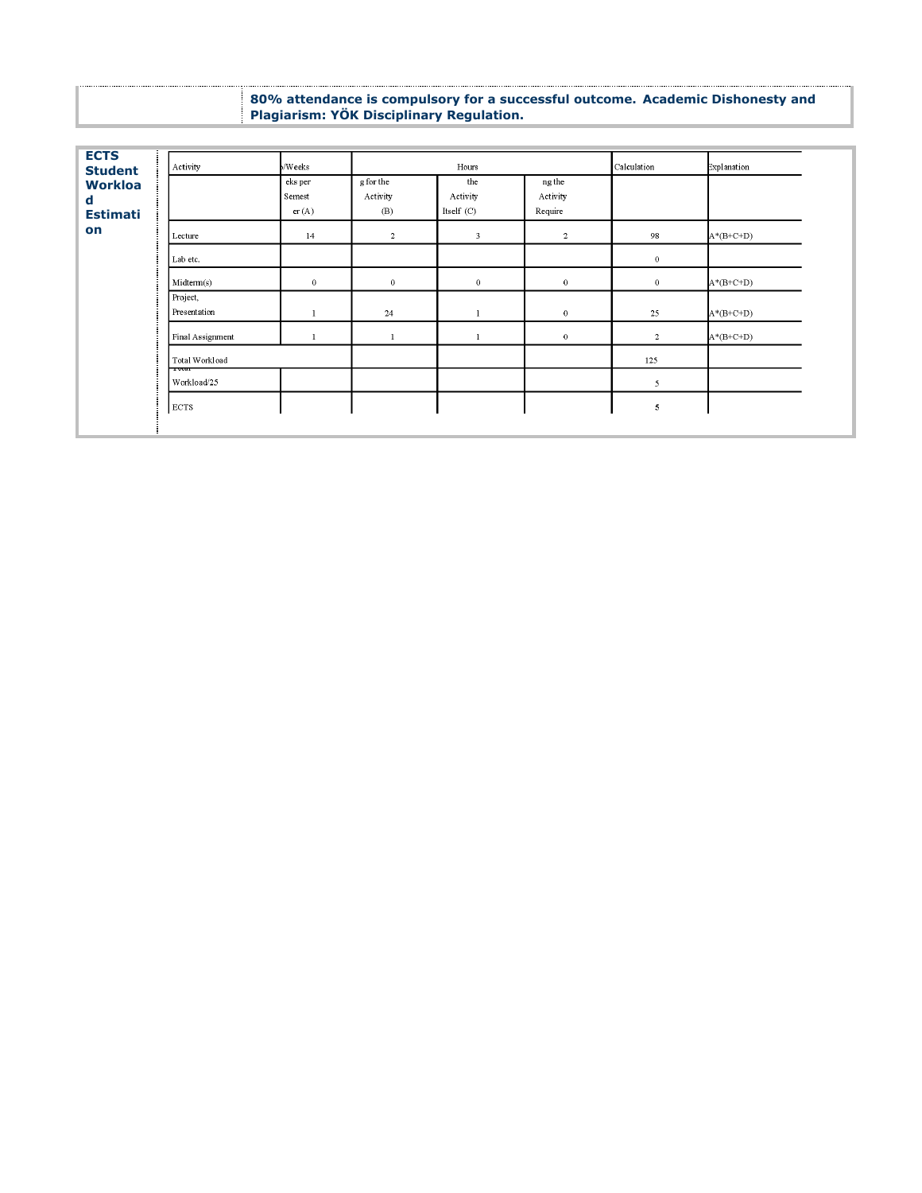| | |
|---|---|
| | **80% attendance is compulsory for a successful outcome. Academic Dishonesty and Plagiarism: YÖK Disciplinary Regulation.** |

**ECTS Student Workload Estimation**

| Activity | /Weeks | Hours | | | Calculation | Explanation |
|---|---|---|---|---|---|---|
| | eks per Semest er (A) | g for the Activity (B) | the Activity Itself (C) | ng the Activity Require | | |
| Lecture | 14 | 2 | 3 | 2 | 98 | A*(B+C+D) |
| Lab etc. | | | | | 0 | |
| Midterm(s) | 0 | 0 | 0 | 0 | 0 | A*(B+C+D) |
| Project, Presentation | 1 | 24 | 1 | 0 | 25 | A*(B+C+D) |
| Final Assignment | 1 | 1 | 1 | 0 | 2 | A*(B+C+D) |
| Total Workload | | | | | 125 | |
| Total Workload/25 | | | | | 5 | |
| ECTS | | | | | 5 | |